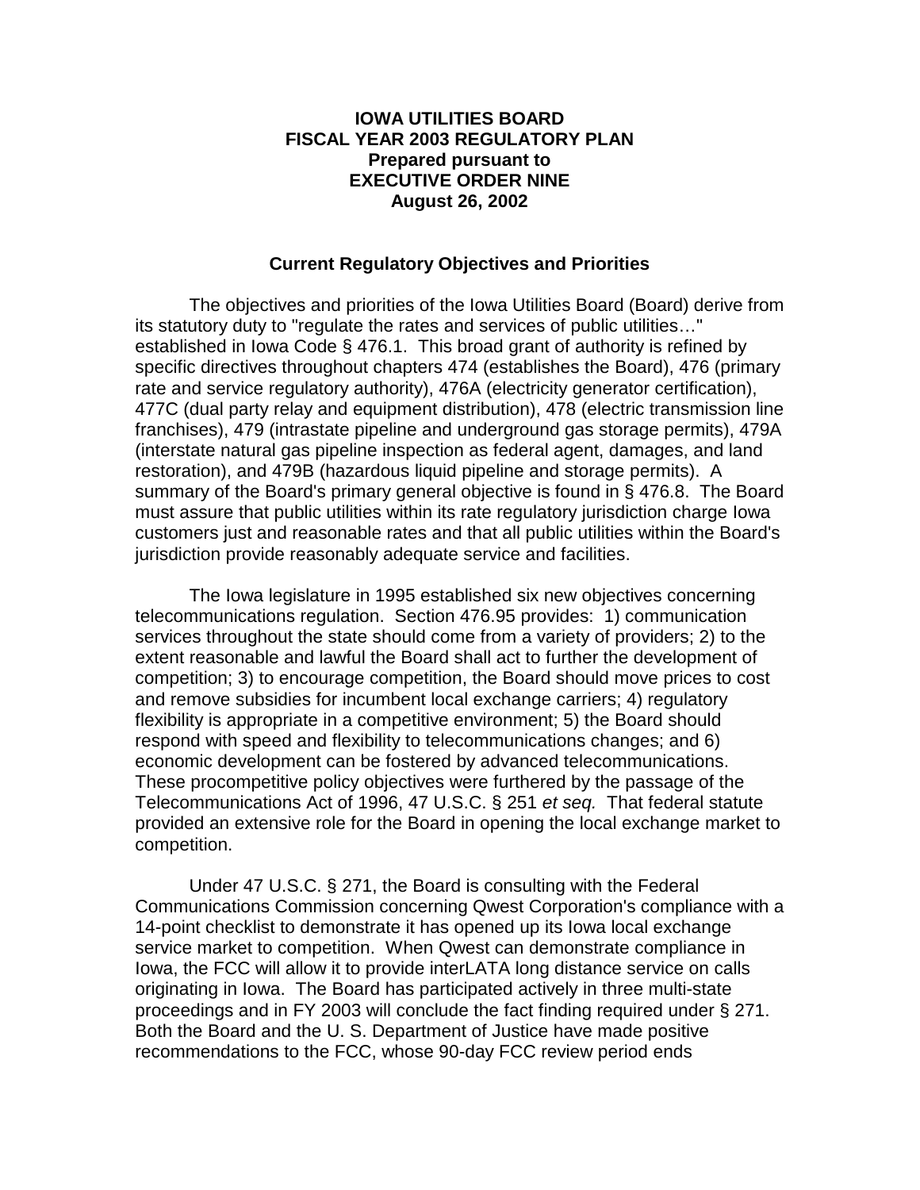**IOWA UTILITIES BOARD**
**FISCAL YEAR 2003 REGULATORY PLAN**
**Prepared pursuant to**
**EXECUTIVE ORDER NINE**
**August 26, 2002**

## Current Regulatory Objectives and Priorities

The objectives and priorities of the Iowa Utilities Board (Board) derive from its statutory duty to "regulate the rates and services of public utilities…" established in Iowa Code § 476.1. This broad grant of authority is refined by specific directives throughout chapters 474 (establishes the Board), 476 (primary rate and service regulatory authority), 476A (electricity generator certification), 477C (dual party relay and equipment distribution), 478 (electric transmission line franchises), 479 (intrastate pipeline and underground gas storage permits), 479A (interstate natural gas pipeline inspection as federal agent, damages, and land restoration), and 479B (hazardous liquid pipeline and storage permits). A summary of the Board's primary general objective is found in § 476.8. The Board must assure that public utilities within its rate regulatory jurisdiction charge Iowa customers just and reasonable rates and that all public utilities within the Board's jurisdiction provide reasonably adequate service and facilities.

The Iowa legislature in 1995 established six new objectives concerning telecommunications regulation. Section 476.95 provides: 1) communication services throughout the state should come from a variety of providers; 2) to the extent reasonable and lawful the Board shall act to further the development of competition; 3) to encourage competition, the Board should move prices to cost and remove subsidies for incumbent local exchange carriers; 4) regulatory flexibility is appropriate in a competitive environment; 5) the Board should respond with speed and flexibility to telecommunications changes; and 6) economic development can be fostered by advanced telecommunications. These procompetitive policy objectives were furthered by the passage of the Telecommunications Act of 1996, 47 U.S.C. § 251 *et seq.* That federal statute provided an extensive role for the Board in opening the local exchange market to competition.

Under 47 U.S.C. § 271, the Board is consulting with the Federal Communications Commission concerning Qwest Corporation's compliance with a 14-point checklist to demonstrate it has opened up its Iowa local exchange service market to competition. When Qwest can demonstrate compliance in Iowa, the FCC will allow it to provide interLATA long distance service on calls originating in Iowa. The Board has participated actively in three multi-state proceedings and in FY 2003 will conclude the fact finding required under § 271. Both the Board and the U. S. Department of Justice have made positive recommendations to the FCC, whose 90-day FCC review period ends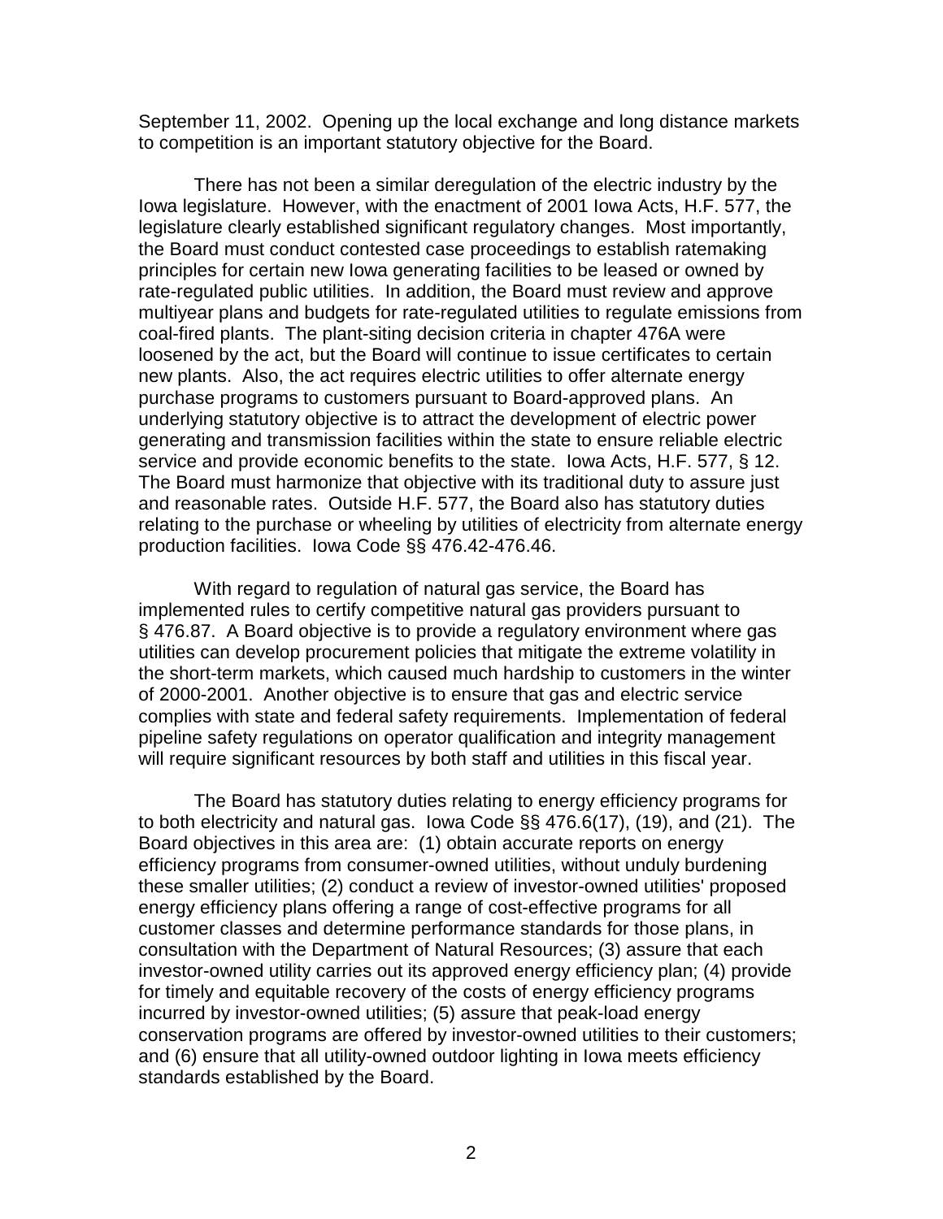September 11, 2002. Opening up the local exchange and long distance markets to competition is an important statutory objective for the Board.

There has not been a similar deregulation of the electric industry by the Iowa legislature. However, with the enactment of 2001 Iowa Acts, H.F. 577, the legislature clearly established significant regulatory changes. Most importantly, the Board must conduct contested case proceedings to establish ratemaking principles for certain new Iowa generating facilities to be leased or owned by rate-regulated public utilities. In addition, the Board must review and approve multiyear plans and budgets for rate-regulated utilities to regulate emissions from coal-fired plants. The plant-siting decision criteria in chapter 476A were loosened by the act, but the Board will continue to issue certificates to certain new plants. Also, the act requires electric utilities to offer alternate energy purchase programs to customers pursuant to Board-approved plans. An underlying statutory objective is to attract the development of electric power generating and transmission facilities within the state to ensure reliable electric service and provide economic benefits to the state. Iowa Acts, H.F. 577, § 12. The Board must harmonize that objective with its traditional duty to assure just and reasonable rates. Outside H.F. 577, the Board also has statutory duties relating to the purchase or wheeling by utilities of electricity from alternate energy production facilities. Iowa Code §§ 476.42-476.46.

With regard to regulation of natural gas service, the Board has implemented rules to certify competitive natural gas providers pursuant to § 476.87. A Board objective is to provide a regulatory environment where gas utilities can develop procurement policies that mitigate the extreme volatility in the short-term markets, which caused much hardship to customers in the winter of 2000-2001. Another objective is to ensure that gas and electric service complies with state and federal safety requirements. Implementation of federal pipeline safety regulations on operator qualification and integrity management will require significant resources by both staff and utilities in this fiscal year.

The Board has statutory duties relating to energy efficiency programs for to both electricity and natural gas. Iowa Code §§ 476.6(17), (19), and (21). The Board objectives in this area are: (1) obtain accurate reports on energy efficiency programs from consumer-owned utilities, without unduly burdening these smaller utilities; (2) conduct a review of investor-owned utilities' proposed energy efficiency plans offering a range of cost-effective programs for all customer classes and determine performance standards for those plans, in consultation with the Department of Natural Resources; (3) assure that each investor-owned utility carries out its approved energy efficiency plan; (4) provide for timely and equitable recovery of the costs of energy efficiency programs incurred by investor-owned utilities; (5) assure that peak-load energy conservation programs are offered by investor-owned utilities to their customers; and (6) ensure that all utility-owned outdoor lighting in Iowa meets efficiency standards established by the Board.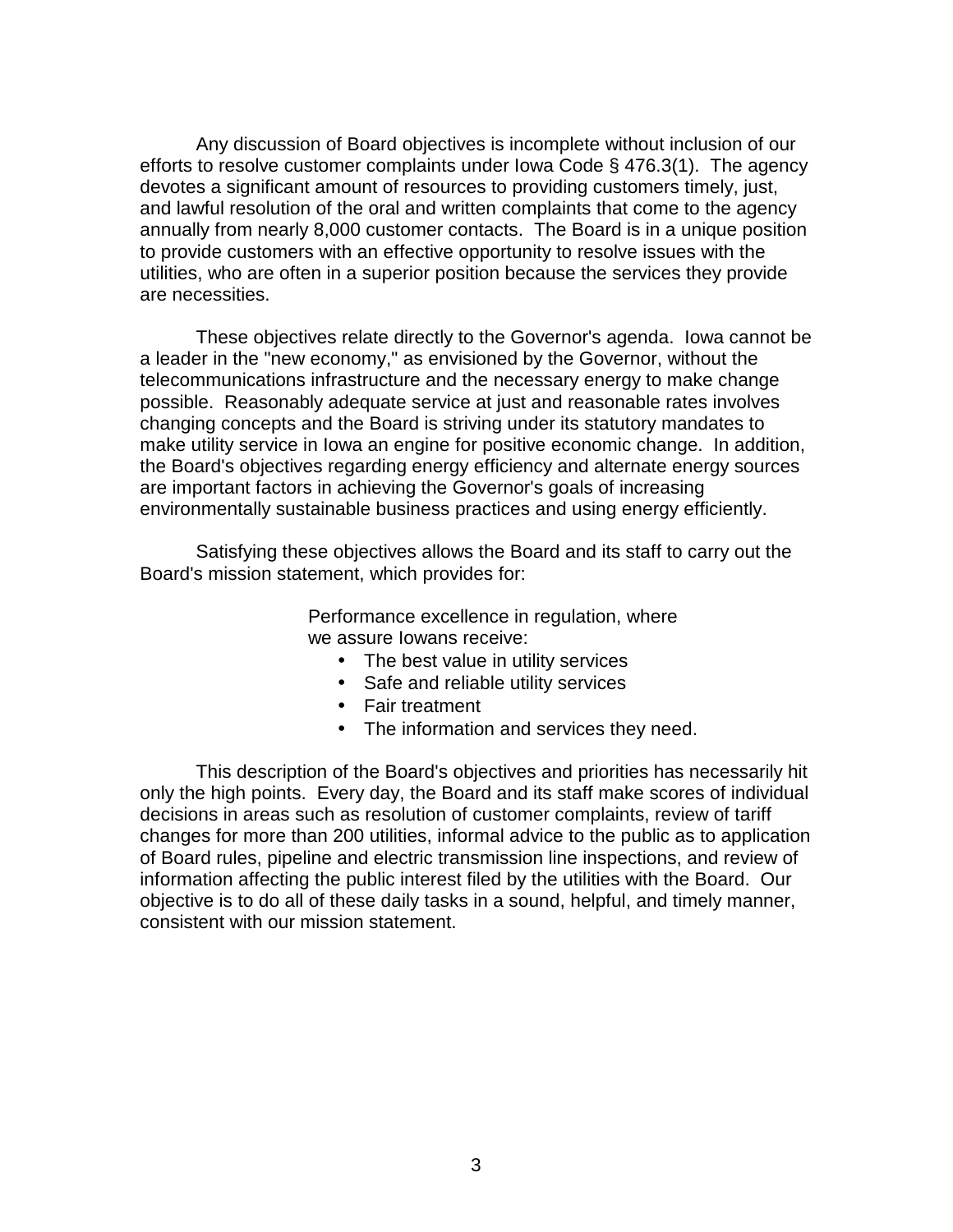Any discussion of Board objectives is incomplete without inclusion of our efforts to resolve customer complaints under Iowa Code § 476.3(1). The agency devotes a significant amount of resources to providing customers timely, just, and lawful resolution of the oral and written complaints that come to the agency annually from nearly 8,000 customer contacts. The Board is in a unique position to provide customers with an effective opportunity to resolve issues with the utilities, who are often in a superior position because the services they provide are necessities.

These objectives relate directly to the Governor's agenda. Iowa cannot be a leader in the "new economy," as envisioned by the Governor, without the telecommunications infrastructure and the necessary energy to make change possible. Reasonably adequate service at just and reasonable rates involves changing concepts and the Board is striving under its statutory mandates to make utility service in Iowa an engine for positive economic change. In addition, the Board's objectives regarding energy efficiency and alternate energy sources are important factors in achieving the Governor's goals of increasing environmentally sustainable business practices and using energy efficiently.

Satisfying these objectives allows the Board and its staff to carry out the Board's mission statement, which provides for:

> Performance excellence in regulation, where we assure Iowans receive:
>
> - The best value in utility services
> - Safe and reliable utility services
> - Fair treatment
> - The information and services they need.

This description of the Board's objectives and priorities has necessarily hit only the high points. Every day, the Board and its staff make scores of individual decisions in areas such as resolution of customer complaints, review of tariff changes for more than 200 utilities, informal advice to the public as to application of Board rules, pipeline and electric transmission line inspections, and review of information affecting the public interest filed by the utilities with the Board. Our objective is to do all of these daily tasks in a sound, helpful, and timely manner, consistent with our mission statement.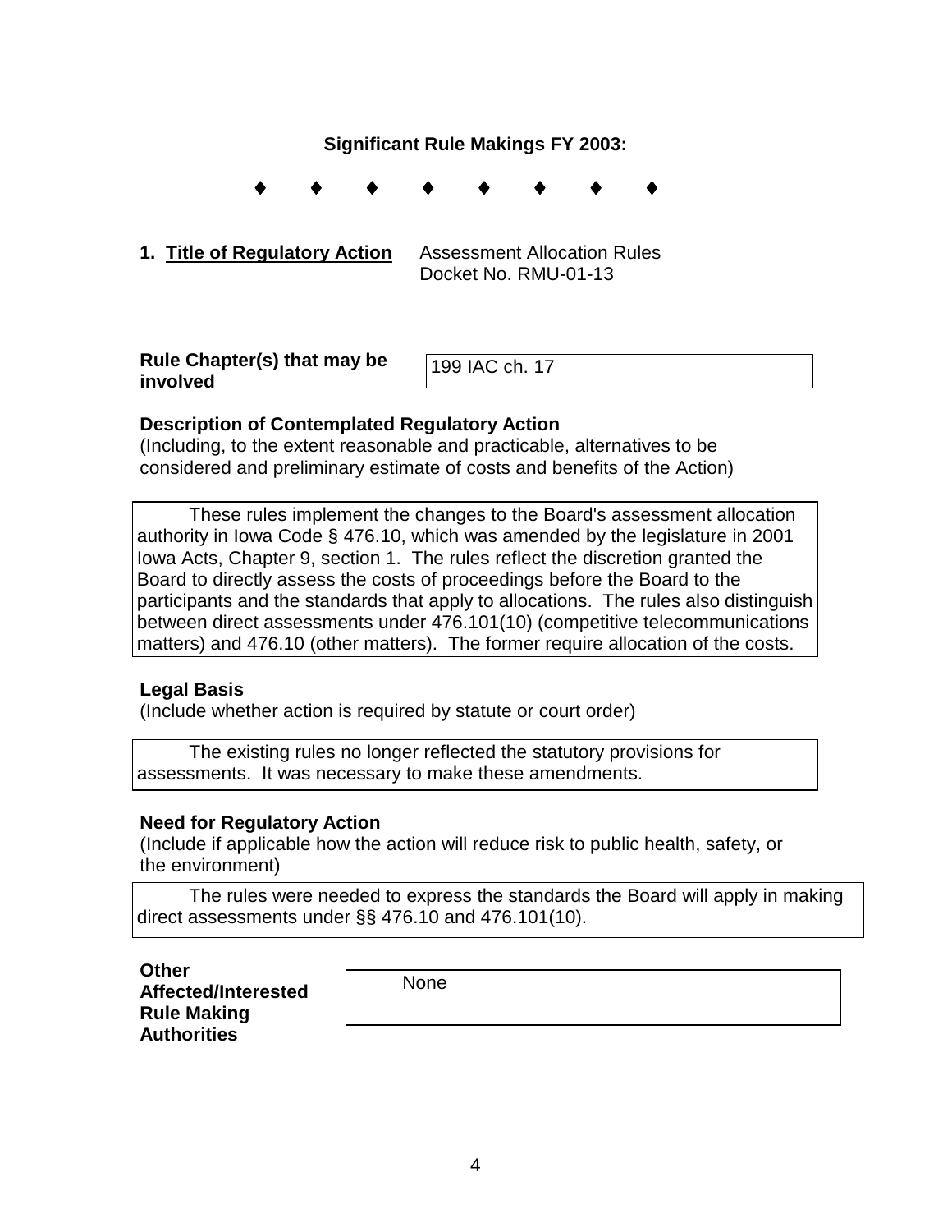## Significant Rule Makings FY 2003:

♦ ♦ ♦ ♦ ♦ ♦ ♦ ♦

**1. Title of Regulatory Action** Assessment Allocation Rules
Docket No. RMU-01-13

**Rule Chapter(s) that may be involved**

199 IAC ch. 17

**Description of Contemplated Regulatory Action**
(Including, to the extent reasonable and practicable, alternatives to be considered and preliminary estimate of costs and benefits of the Action)

These rules implement the changes to the Board's assessment allocation authority in Iowa Code § 476.10, which was amended by the legislature in 2001 Iowa Acts, Chapter 9, section 1. The rules reflect the discretion granted the Board to directly assess the costs of proceedings before the Board to the participants and the standards that apply to allocations. The rules also distinguish between direct assessments under 476.101(10) (competitive telecommunications matters) and 476.10 (other matters). The former require allocation of the costs.

**Legal Basis**
(Include whether action is required by statute or court order)

The existing rules no longer reflected the statutory provisions for assessments. It was necessary to make these amendments.

**Need for Regulatory Action**
(Include if applicable how the action will reduce risk to public health, safety, or the environment)

The rules were needed to express the standards the Board will apply in making direct assessments under §§ 476.10 and 476.101(10).

**Other Affected/Interested Rule Making Authorities**

None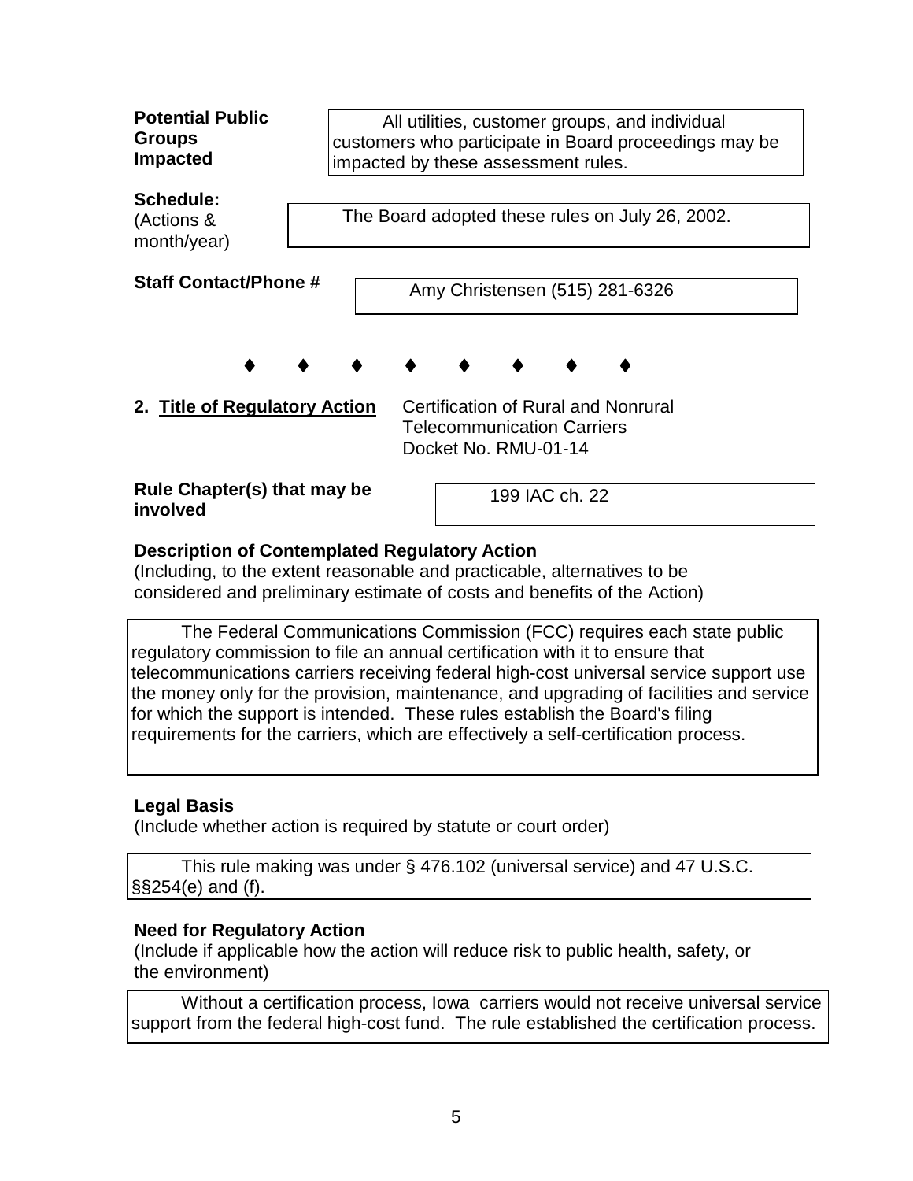**Potential Public Groups Impacted**

All utilities, customer groups, and individual customers who participate in Board proceedings may be impacted by these assessment rules.

**Schedule:**
(Actions & month/year)

The Board adopted these rules on July 26, 2002.

**Staff Contact/Phone #**

Amy Christensen (515) 281-6326

♦ ♦ ♦ ♦ ♦ ♦ ♦ ♦

**2. <u>Title of Regulatory Action</u>** Certification of Rural and Nonrural Telecommunication Carriers
Docket No. RMU-01-14

**Rule Chapter(s) that may be involved**

199 IAC ch. 22

**Description of Contemplated Regulatory Action**
(Including, to the extent reasonable and practicable, alternatives to be considered and preliminary estimate of costs and benefits of the Action)

The Federal Communications Commission (FCC) requires each state public regulatory commission to file an annual certification with it to ensure that telecommunications carriers receiving federal high-cost universal service support use the money only for the provision, maintenance, and upgrading of facilities and service for which the support is intended. These rules establish the Board's filing requirements for the carriers, which are effectively a self-certification process.

**Legal Basis**
(Include whether action is required by statute or court order)

This rule making was under § 476.102 (universal service) and 47 U.S.C. §§254(e) and (f).

**Need for Regulatory Action**
(Include if applicable how the action will reduce risk to public health, safety, or the environment)

Without a certification process, Iowa carriers would not receive universal service support from the federal high-cost fund. The rule established the certification process.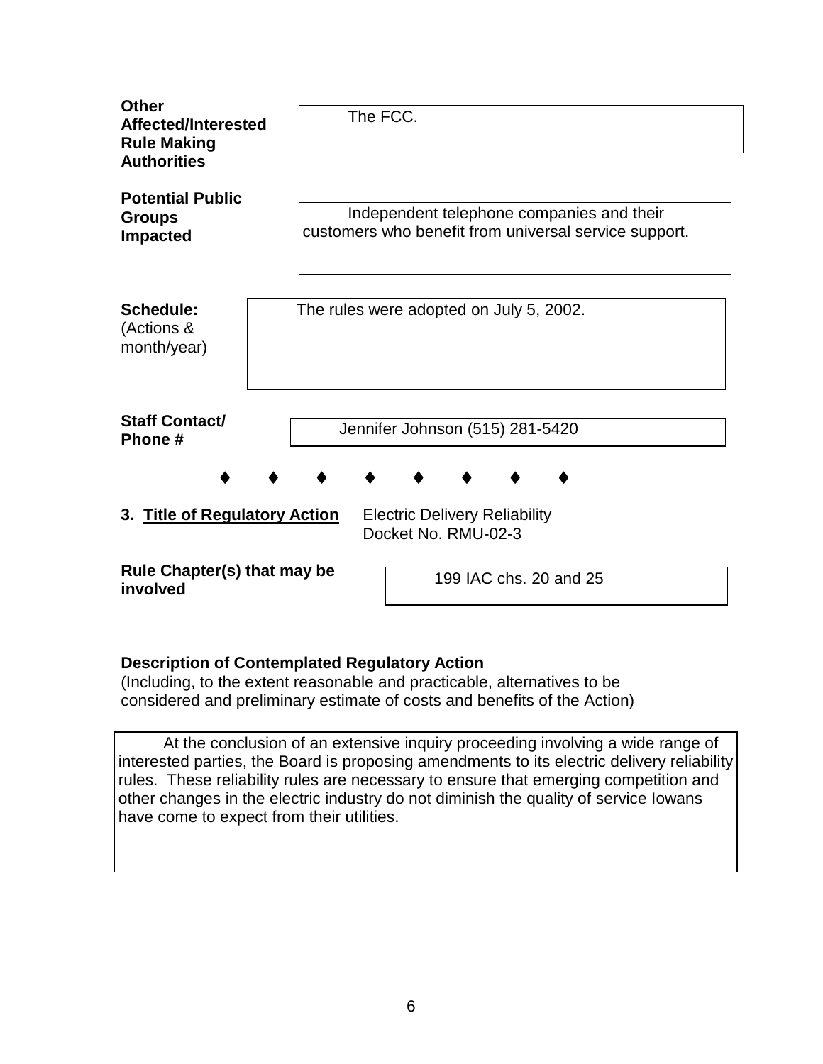**Other Affected/Interested Rule Making Authorities**

The FCC.

**Potential Public Groups Impacted**

Independent telephone companies and their customers who benefit from universal service support.

**Schedule:** (Actions & month/year)

The rules were adopted on July 5, 2002.

**Staff Contact/ Phone #**

Jennifer Johnson (515) 281-5420

♦ ♦ ♦ ♦ ♦ ♦ ♦ ♦

**3. <u>Title of Regulatory Action</u>** Electric Delivery Reliability
Docket No. RMU-02-3

**Rule Chapter(s) that may be involved**

199 IAC chs. 20 and 25

**Description of Contemplated Regulatory Action**
(Including, to the extent reasonable and practicable, alternatives to be considered and preliminary estimate of costs and benefits of the Action)

At the conclusion of an extensive inquiry proceeding involving a wide range of interested parties, the Board is proposing amendments to its electric delivery reliability rules. These reliability rules are necessary to ensure that emerging competition and other changes in the electric industry do not diminish the quality of service Iowans have come to expect from their utilities.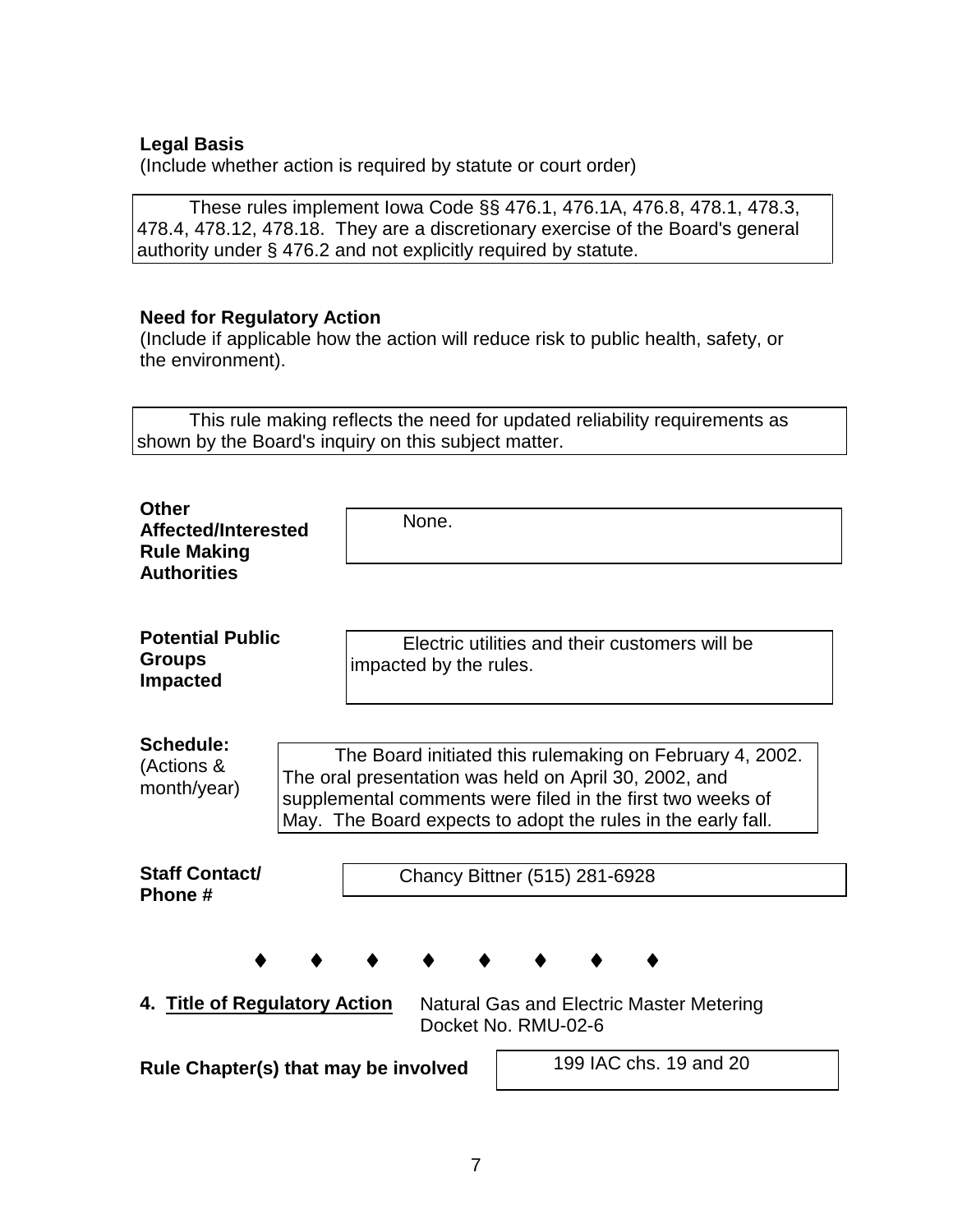**Legal Basis**
(Include whether action is required by statute or court order)

These rules implement Iowa Code §§ 476.1, 476.1A, 476.8, 478.1, 478.3, 478.4, 478.12, 478.18. They are a discretionary exercise of the Board's general authority under § 476.2 and not explicitly required by statute.

**Need for Regulatory Action**
(Include if applicable how the action will reduce risk to public health, safety, or the environment).

This rule making reflects the need for updated reliability requirements as shown by the Board's inquiry on this subject matter.

**Other Affected/Interested Rule Making Authorities**

None.

**Potential Public Groups Impacted**

Electric utilities and their customers will be impacted by the rules.

**Schedule:** (Actions & month/year)

The Board initiated this rulemaking on February 4, 2002. The oral presentation was held on April 30, 2002, and supplemental comments were filed in the first two weeks of May. The Board expects to adopt the rules in the early fall.

**Staff Contact/ Phone #**

Chancy Bittner (515) 281-6928

♦ ♦ ♦ ♦ ♦ ♦ ♦ ♦

**4. Title of Regulatory Action** Natural Gas and Electric Master Metering
Docket No. RMU-02-6

**Rule Chapter(s) that may be involved**

199 IAC chs. 19 and 20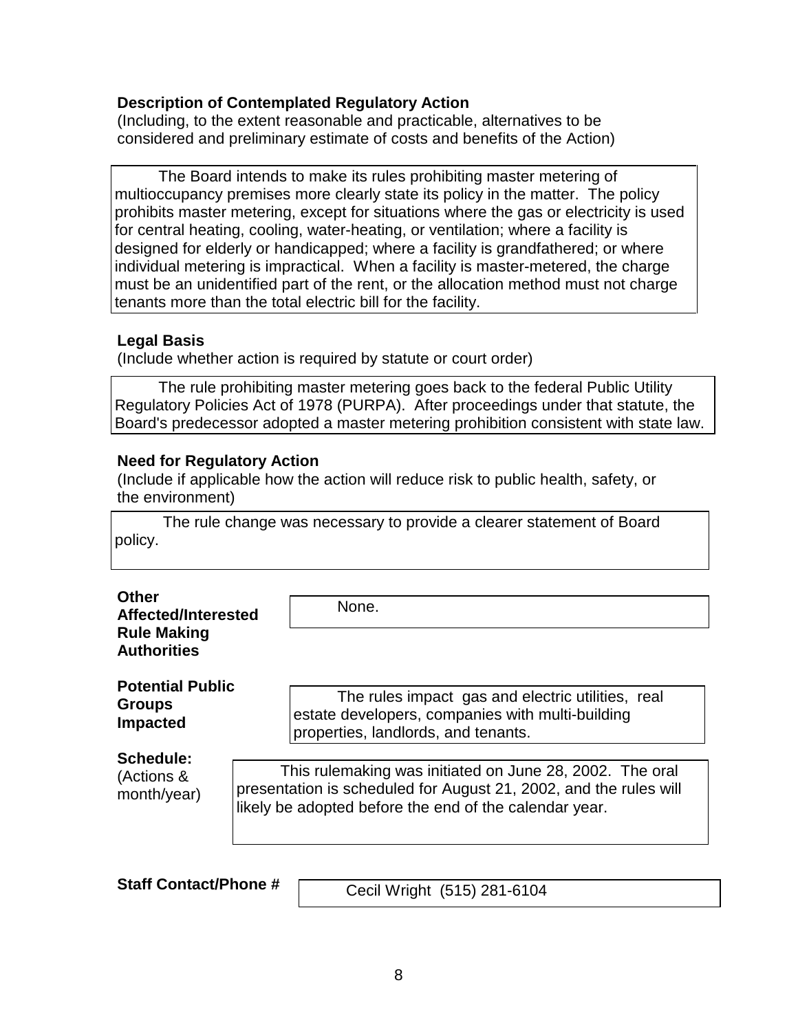**Description of Contemplated Regulatory Action**
(Including, to the extent reasonable and practicable, alternatives to be considered and preliminary estimate of costs and benefits of the Action)

The Board intends to make its rules prohibiting master metering of multioccupancy premises more clearly state its policy in the matter. The policy prohibits master metering, except for situations where the gas or electricity is used for central heating, cooling, water-heating, or ventilation; where a facility is designed for elderly or handicapped; where a facility is grandfathered; or where individual metering is impractical. When a facility is master-metered, the charge must be an unidentified part of the rent, or the allocation method must not charge tenants more than the total electric bill for the facility.

**Legal Basis**
(Include whether action is required by statute or court order)

The rule prohibiting master metering goes back to the federal Public Utility Regulatory Policies Act of 1978 (PURPA). After proceedings under that statute, the Board's predecessor adopted a master metering prohibition consistent with state law.

**Need for Regulatory Action**
(Include if applicable how the action will reduce risk to public health, safety, or the environment)

The rule change was necessary to provide a clearer statement of Board policy.

**Other Affected/Interested Rule Making Authorities**

None.

**Potential Public Groups Impacted**

The rules impact gas and electric utilities, real estate developers, companies with multi-building properties, landlords, and tenants.

**Schedule:**
(Actions & month/year)

This rulemaking was initiated on June 28, 2002. The oral presentation is scheduled for August 21, 2002, and the rules will likely be adopted before the end of the calendar year.

**Staff Contact/Phone #**

Cecil Wright (515) 281-6104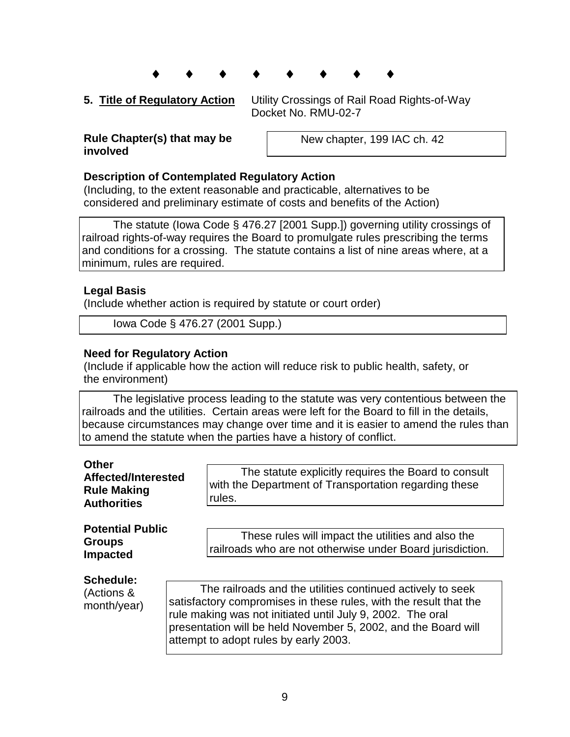♦ ♦ ♦ ♦ ♦ ♦ ♦ ♦

**5. Title of Regulatory Action** Utility Crossings of Rail Road Rights-of-Way
Docket No. RMU-02-7

**Rule Chapter(s) that may be involved**

New chapter, 199 IAC ch. 42

**Description of Contemplated Regulatory Action**
(Including, to the extent reasonable and practicable, alternatives to be considered and preliminary estimate of costs and benefits of the Action)

The statute (Iowa Code § 476.27 [2001 Supp.]) governing utility crossings of railroad rights-of-way requires the Board to promulgate rules prescribing the terms and conditions for a crossing. The statute contains a list of nine areas where, at a minimum, rules are required.

**Legal Basis**
(Include whether action is required by statute or court order)

Iowa Code § 476.27 (2001 Supp.)

**Need for Regulatory Action**
(Include if applicable how the action will reduce risk to public health, safety, or the environment)

The legislative process leading to the statute was very contentious between the railroads and the utilities. Certain areas were left for the Board to fill in the details, because circumstances may change over time and it is easier to amend the rules than to amend the statute when the parties have a history of conflict.

**Other Affected/Interested Rule Making Authorities**

The statute explicitly requires the Board to consult with the Department of Transportation regarding these rules.

**Potential Public Groups Impacted**

These rules will impact the utilities and also the railroads who are not otherwise under Board jurisdiction.

**Schedule:**
(Actions & month/year)

The railroads and the utilities continued actively to seek satisfactory compromises in these rules, with the result that the rule making was not initiated until July 9, 2002. The oral presentation will be held November 5, 2002, and the Board will attempt to adopt rules by early 2003.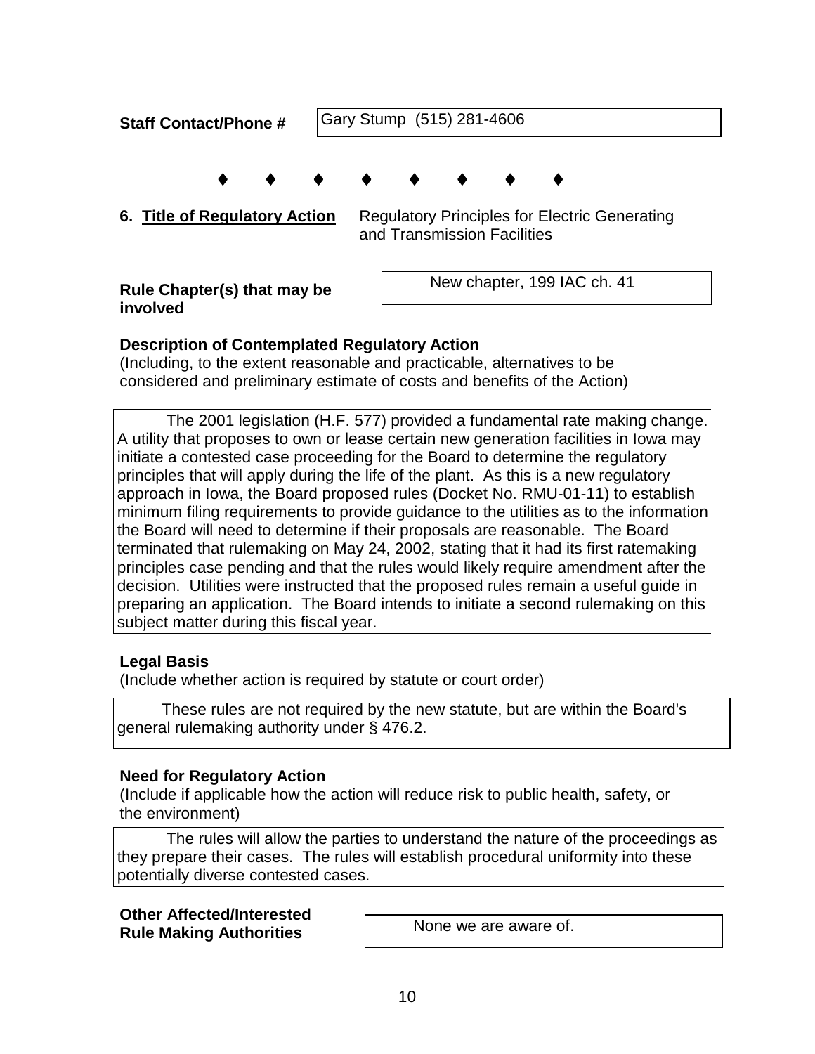**Staff Contact/Phone #** Gary Stump (515) 281-4606

♦ ♦ ♦ ♦ ♦ ♦ ♦ ♦

**6. Title of Regulatory Action** Regulatory Principles for Electric Generating and Transmission Facilities

**Rule Chapter(s) that may be involved** New chapter, 199 IAC ch. 41

**Description of Contemplated Regulatory Action**
(Including, to the extent reasonable and practicable, alternatives to be considered and preliminary estimate of costs and benefits of the Action)

The 2001 legislation (H.F. 577) provided a fundamental rate making change. A utility that proposes to own or lease certain new generation facilities in Iowa may initiate a contested case proceeding for the Board to determine the regulatory principles that will apply during the life of the plant. As this is a new regulatory approach in Iowa, the Board proposed rules (Docket No. RMU-01-11) to establish minimum filing requirements to provide guidance to the utilities as to the information the Board will need to determine if their proposals are reasonable. The Board terminated that rulemaking on May 24, 2002, stating that it had its first ratemaking principles case pending and that the rules would likely require amendment after the decision. Utilities were instructed that the proposed rules remain a useful guide in preparing an application. The Board intends to initiate a second rulemaking on this subject matter during this fiscal year.

**Legal Basis**
(Include whether action is required by statute or court order)

These rules are not required by the new statute, but are within the Board's general rulemaking authority under § 476.2.

**Need for Regulatory Action**
(Include if applicable how the action will reduce risk to public health, safety, or the environment)

The rules will allow the parties to understand the nature of the proceedings as they prepare their cases. The rules will establish procedural uniformity into these potentially diverse contested cases.

**Other Affected/Interested Rule Making Authorities** None we are aware of.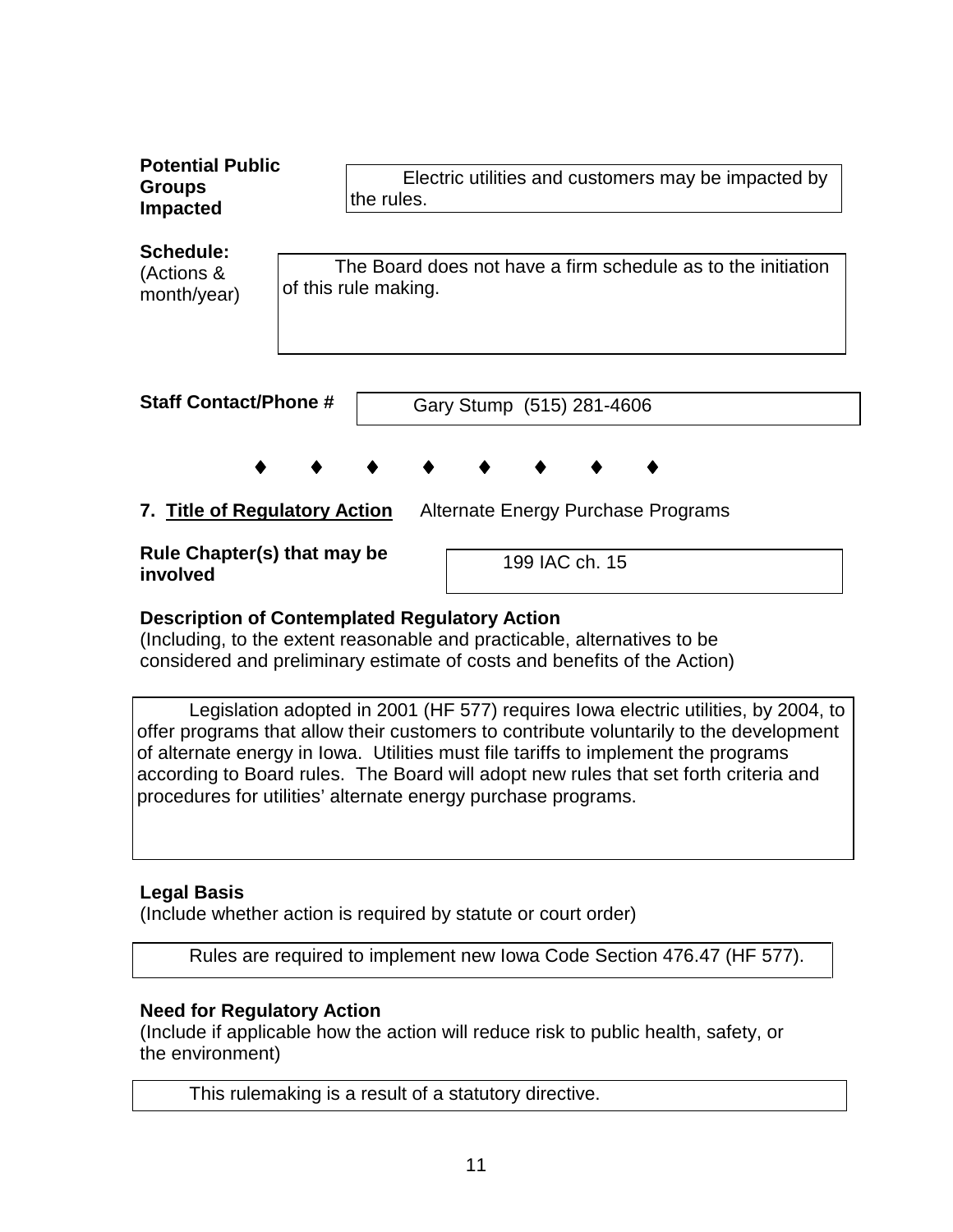**Potential Public Groups Impacted**

Electric utilities and customers may be impacted by the rules.

**Schedule:**
(Actions & month/year)

The Board does not have a firm schedule as to the initiation of this rule making.

**Staff Contact/Phone #**

Gary Stump (515) 281-4606

♦ ♦ ♦ ♦ ♦ ♦ ♦ ♦

**7. <u>Title of Regulatory Action</u>** Alternate Energy Purchase Programs

**Rule Chapter(s) that may be involved**

199 IAC ch. 15

**Description of Contemplated Regulatory Action**
(Including, to the extent reasonable and practicable, alternatives to be considered and preliminary estimate of costs and benefits of the Action)

Legislation adopted in 2001 (HF 577) requires Iowa electric utilities, by 2004, to offer programs that allow their customers to contribute voluntarily to the development of alternate energy in Iowa. Utilities must file tariffs to implement the programs according to Board rules. The Board will adopt new rules that set forth criteria and procedures for utilities' alternate energy purchase programs.

**Legal Basis**
(Include whether action is required by statute or court order)

Rules are required to implement new Iowa Code Section 476.47 (HF 577).

**Need for Regulatory Action**
(Include if applicable how the action will reduce risk to public health, safety, or the environment)

This rulemaking is a result of a statutory directive.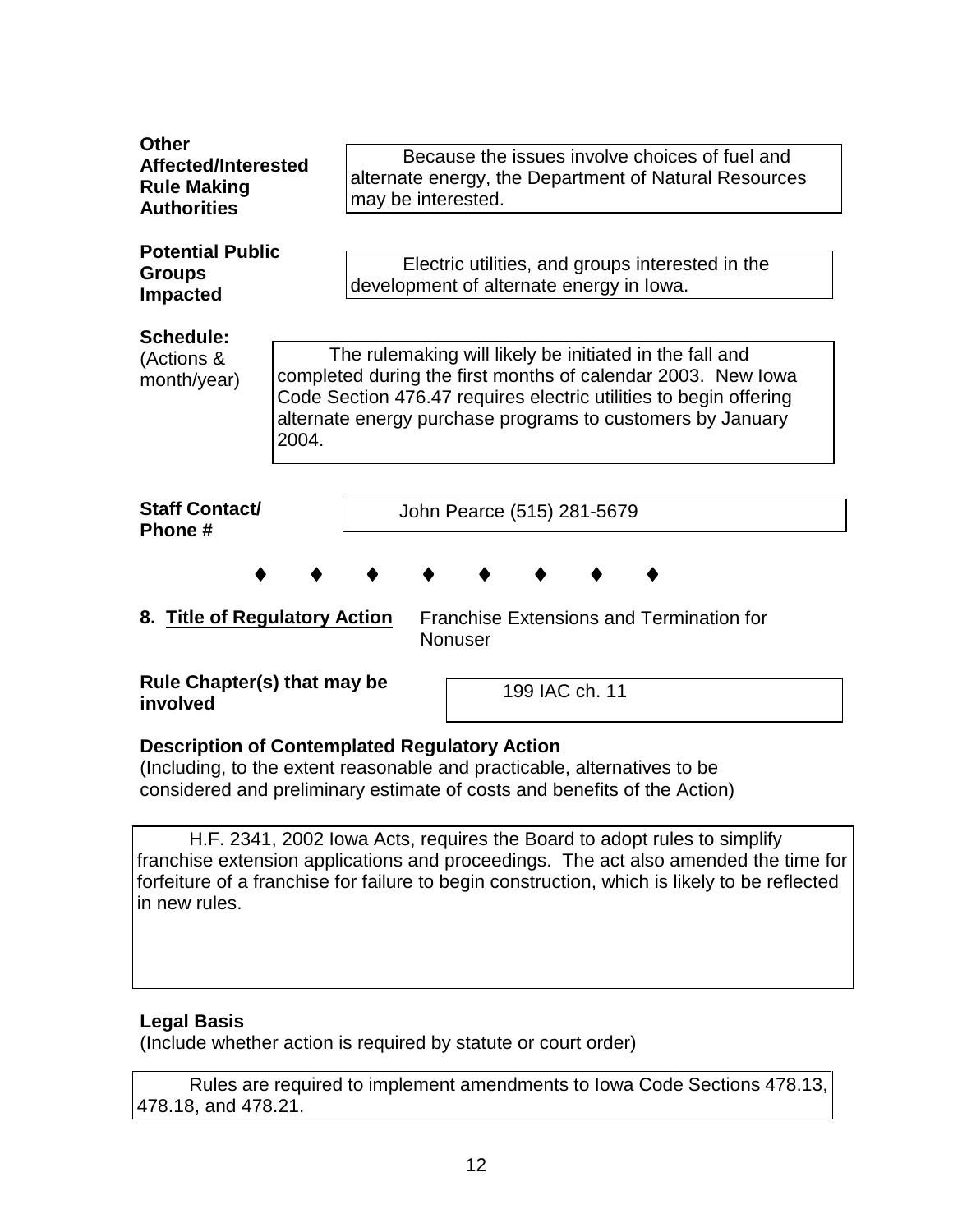**Other Affected/Interested Rule Making Authorities**

Because the issues involve choices of fuel and alternate energy, the Department of Natural Resources may be interested.

**Potential Public Groups Impacted**

Electric utilities, and groups interested in the development of alternate energy in Iowa.

**Schedule:**
(Actions & month/year)

The rulemaking will likely be initiated in the fall and completed during the first months of calendar 2003. New Iowa Code Section 476.47 requires electric utilities to begin offering alternate energy purchase programs to customers by January 2004.

**Staff Contact/ Phone #**

John Pearce (515) 281-5679

♦ ♦ ♦ ♦ ♦ ♦ ♦ ♦

**8. Title of Regulatory Action** Franchise Extensions and Termination for Nonuser

**Rule Chapter(s) that may be involved**

199 IAC ch. 11

**Description of Contemplated Regulatory Action**
(Including, to the extent reasonable and practicable, alternatives to be considered and preliminary estimate of costs and benefits of the Action)

H.F. 2341, 2002 Iowa Acts, requires the Board to adopt rules to simplify franchise extension applications and proceedings. The act also amended the time for forfeiture of a franchise for failure to begin construction, which is likely to be reflected in new rules.

**Legal Basis**
(Include whether action is required by statute or court order)

Rules are required to implement amendments to Iowa Code Sections 478.13, 478.18, and 478.21.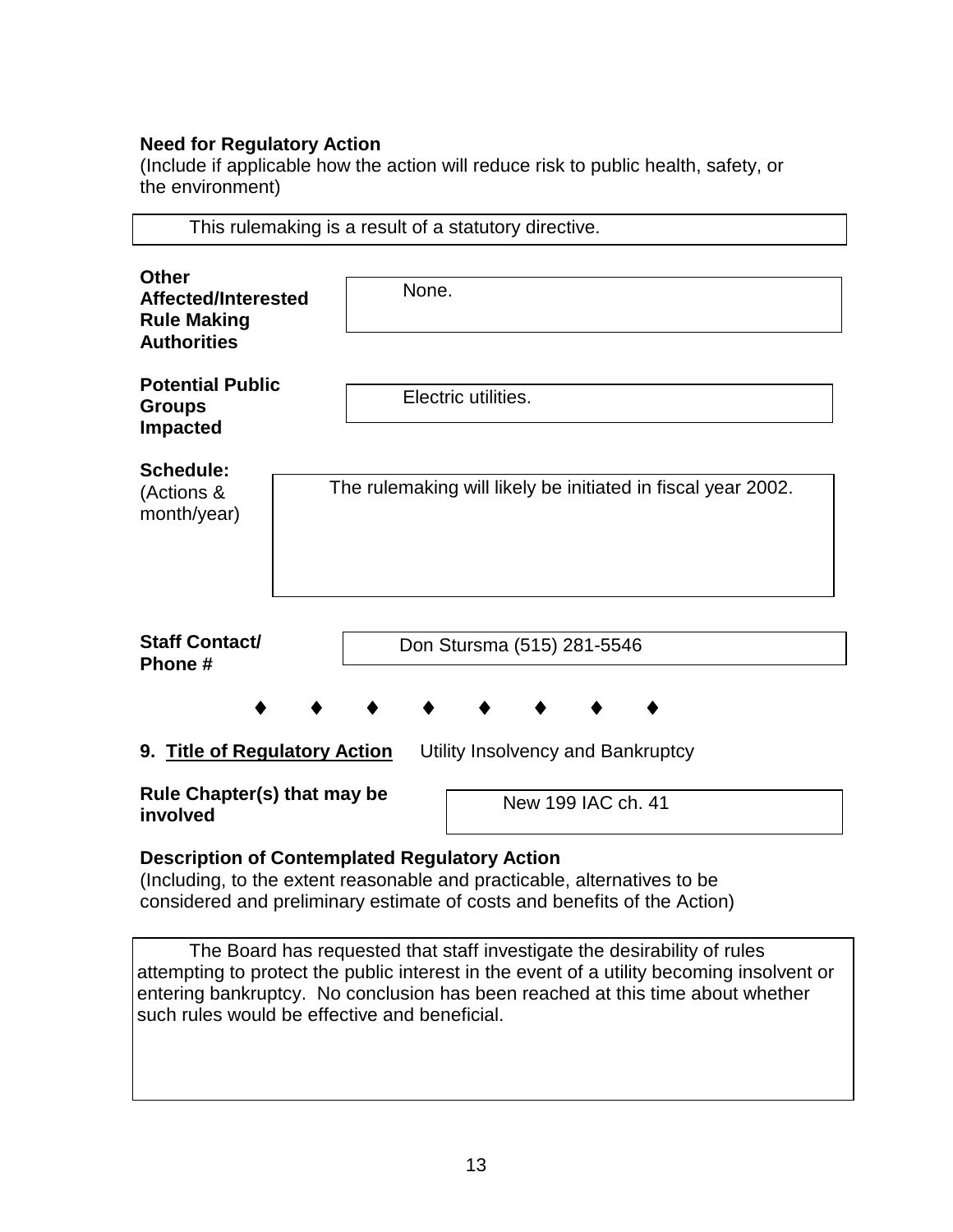**Need for Regulatory Action**
(Include if applicable how the action will reduce risk to public health, safety, or the environment)

This rulemaking is a result of a statutory directive.

**Other Affected/Interested Rule Making Authorities**

None.

**Potential Public Groups Impacted**

Electric utilities.

**Schedule:**
(Actions & month/year)

The rulemaking will likely be initiated in fiscal year 2002.

**Staff Contact/ Phone #**

Don Stursma (515) 281-5546

♦ ♦ ♦ ♦ ♦ ♦ ♦ ♦

**9. Title of Regulatory Action** Utility Insolvency and Bankruptcy

**Rule Chapter(s) that may be involved**

New 199 IAC ch. 41

**Description of Contemplated Regulatory Action**
(Including, to the extent reasonable and practicable, alternatives to be considered and preliminary estimate of costs and benefits of the Action)

The Board has requested that staff investigate the desirability of rules attempting to protect the public interest in the event of a utility becoming insolvent or entering bankruptcy. No conclusion has been reached at this time about whether such rules would be effective and beneficial.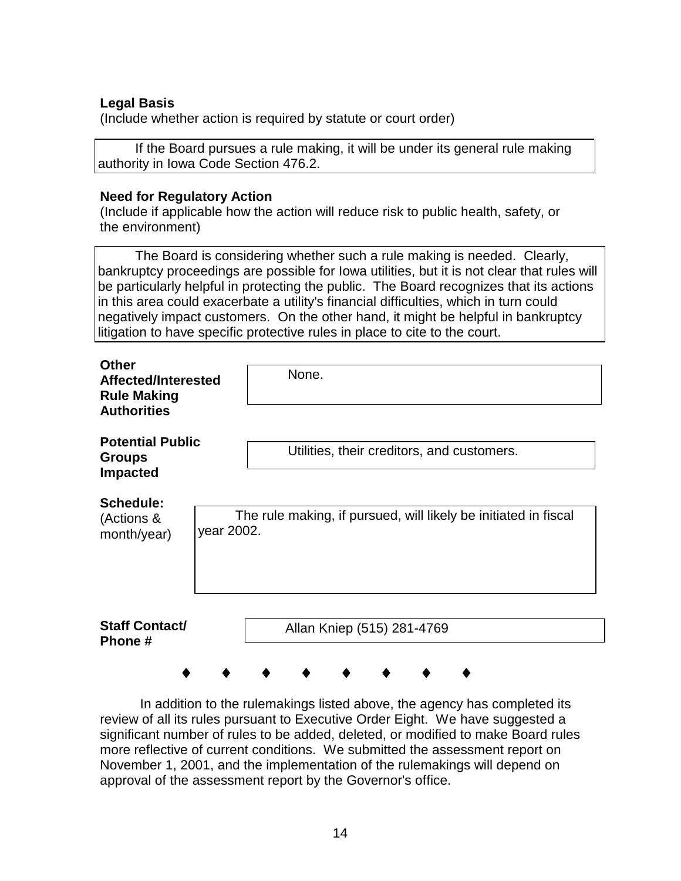**Legal Basis**
(Include whether action is required by statute or court order)

If the Board pursues a rule making, it will be under its general rule making authority in Iowa Code Section 476.2.

**Need for Regulatory Action**
(Include if applicable how the action will reduce risk to public health, safety, or the environment)

The Board is considering whether such a rule making is needed. Clearly, bankruptcy proceedings are possible for Iowa utilities, but it is not clear that rules will be particularly helpful in protecting the public. The Board recognizes that its actions in this area could exacerbate a utility's financial difficulties, which in turn could negatively impact customers. On the other hand, it might be helpful in bankruptcy litigation to have specific protective rules in place to cite to the court.

**Other Affected/Interested Rule Making Authorities**

None.

**Potential Public Groups Impacted**

Utilities, their creditors, and customers.

**Schedule:**
(Actions & month/year)

The rule making, if pursued, will likely be initiated in fiscal year 2002.

**Staff Contact/ Phone #**

Allan Kniep (515) 281-4769

♦ ♦ ♦ ♦ ♦ ♦ ♦ ♦

In addition to the rulemakings listed above, the agency has completed its review of all its rules pursuant to Executive Order Eight. We have suggested a significant number of rules to be added, deleted, or modified to make Board rules more reflective of current conditions. We submitted the assessment report on November 1, 2001, and the implementation of the rulemakings will depend on approval of the assessment report by the Governor's office.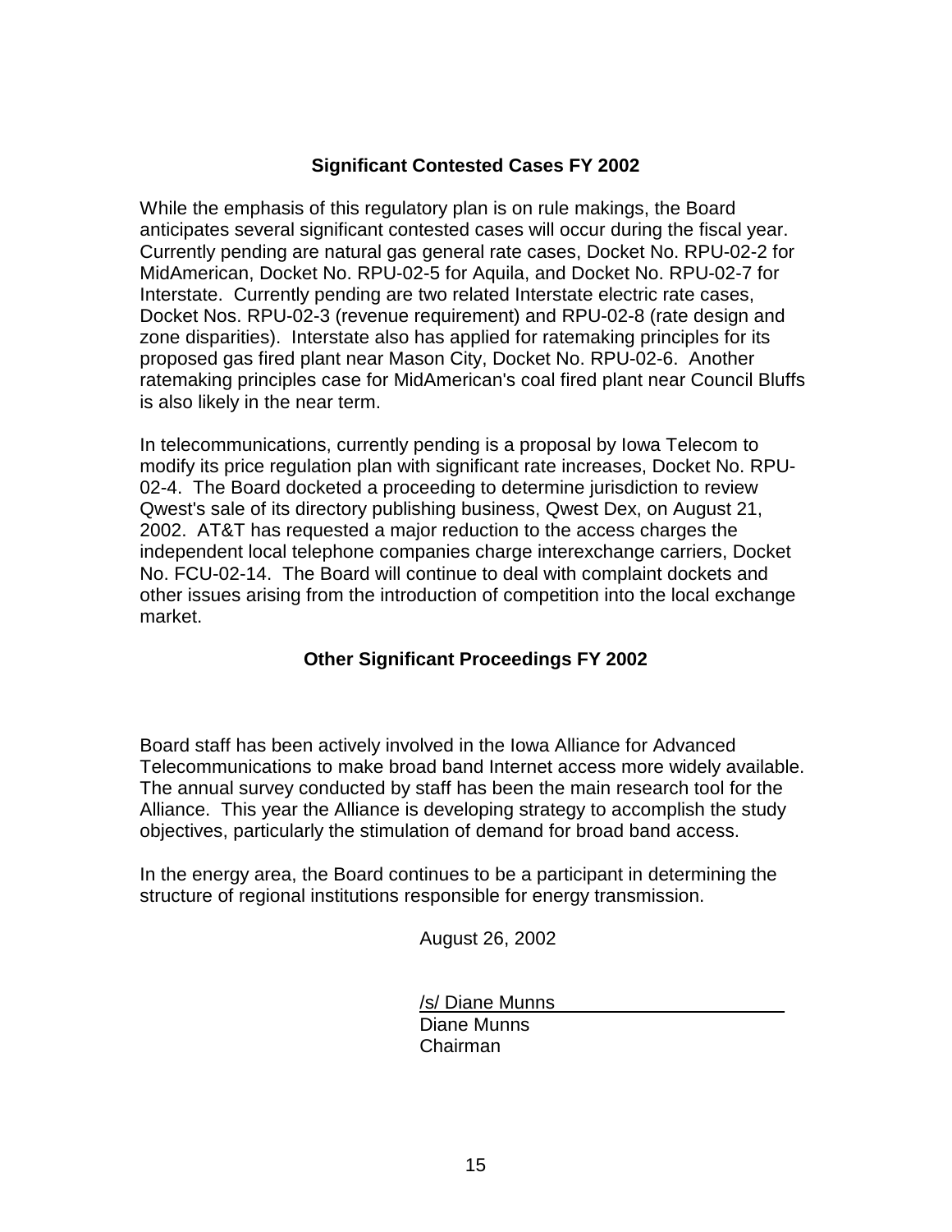## Significant Contested Cases FY 2002

While the emphasis of this regulatory plan is on rule makings, the Board anticipates several significant contested cases will occur during the fiscal year. Currently pending are natural gas general rate cases, Docket No. RPU-02-2 for MidAmerican, Docket No. RPU-02-5 for Aquila, and Docket No. RPU-02-7 for Interstate. Currently pending are two related Interstate electric rate cases, Docket Nos. RPU-02-3 (revenue requirement) and RPU-02-8 (rate design and zone disparities). Interstate also has applied for ratemaking principles for its proposed gas fired plant near Mason City, Docket No. RPU-02-6. Another ratemaking principles case for MidAmerican's coal fired plant near Council Bluffs is also likely in the near term.

In telecommunications, currently pending is a proposal by Iowa Telecom to modify its price regulation plan with significant rate increases, Docket No. RPU-02-4. The Board docketed a proceeding to determine jurisdiction to review Qwest's sale of its directory publishing business, Qwest Dex, on August 21, 2002. AT&T has requested a major reduction to the access charges the independent local telephone companies charge interexchange carriers, Docket No. FCU-02-14. The Board will continue to deal with complaint dockets and other issues arising from the introduction of competition into the local exchange market.

## Other Significant Proceedings FY 2002

Board staff has been actively involved in the Iowa Alliance for Advanced Telecommunications to make broad band Internet access more widely available. The annual survey conducted by staff has been the main research tool for the Alliance. This year the Alliance is developing strategy to accomplish the study objectives, particularly the stimulation of demand for broad band access.

In the energy area, the Board continues to be a participant in determining the structure of regional institutions responsible for energy transmission.

August 26, 2002

/s/ Diane Munns
Diane Munns
Chairman